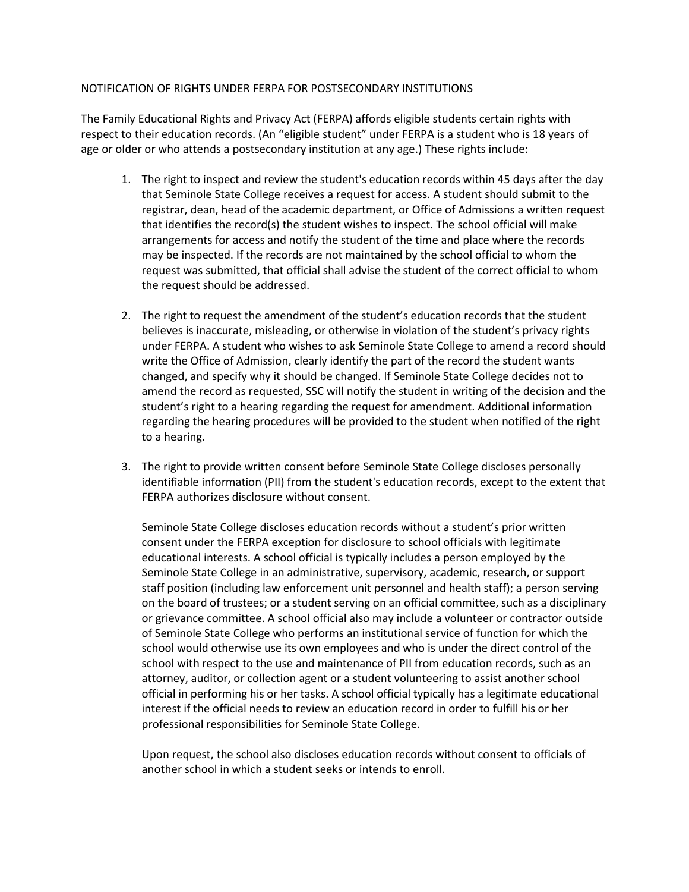# NOTIFICATION OF RIGHTS UNDER FERPA FOR POSTSECONDARY INSTITUTIONS

The Family Educational Rights and Privacy Act (FERPA) affords eligible students certain rights with respect to their education records. (An "eligible student" under FERPA is a student who is 18 years of age or older or who attends a postsecondary institution at any age.) These rights include:

1. The right to inspect and review the student's education records within 45 days after the day that Seminole State College receives a request for access. A student should submit to the registrar, dean, head of the academic department, or Office of Admissions a written request that identifies the record(s) the student wishes to inspect. The school official will make arrangements for access and notify the student of the time and place where the records may be inspected. If the records are not maintained by the school official to whom the request was submitted, that official shall advise the student of the correct official to whom the request should be addressed.

2. The right to request the amendment of the student's education records that the student believes is inaccurate, misleading, or otherwise in violation of the student's privacy rights under FERPA. A student who wishes to ask Seminole State College to amend a record should write the Office of Admission, clearly identify the part of the record the student wants changed, and specify why it should be changed. If Seminole State College decides not to amend the record as requested, SSC will notify the student in writing of the decision and the student's right to a hearing regarding the request for amendment. Additional information regarding the hearing procedures will be provided to the student when notified of the right to a hearing.

3. The right to provide written consent before Seminole State College discloses personally identifiable information (PII) from the student's education records, except to the extent that FERPA authorizes disclosure without consent.

   Seminole State College discloses education records without a student's prior written consent under the FERPA exception for disclosure to school officials with legitimate educational interests. A school official is typically includes a person employed by the Seminole State College in an administrative, supervisory, academic, research, or support staff position (including law enforcement unit personnel and health staff); a person serving on the board of trustees; or a student serving on an official committee, such as a disciplinary or grievance committee. A school official also may include a volunteer or contractor outside of Seminole State College who performs an institutional service of function for which the school would otherwise use its own employees and who is under the direct control of the school with respect to the use and maintenance of PII from education records, such as an attorney, auditor, or collection agent or a student volunteering to assist another school official in performing his or her tasks. A school official typically has a legitimate educational interest if the official needs to review an education record in order to fulfill his or her professional responsibilities for Seminole State College.

   Upon request, the school also discloses education records without consent to officials of another school in which a student seeks or intends to enroll.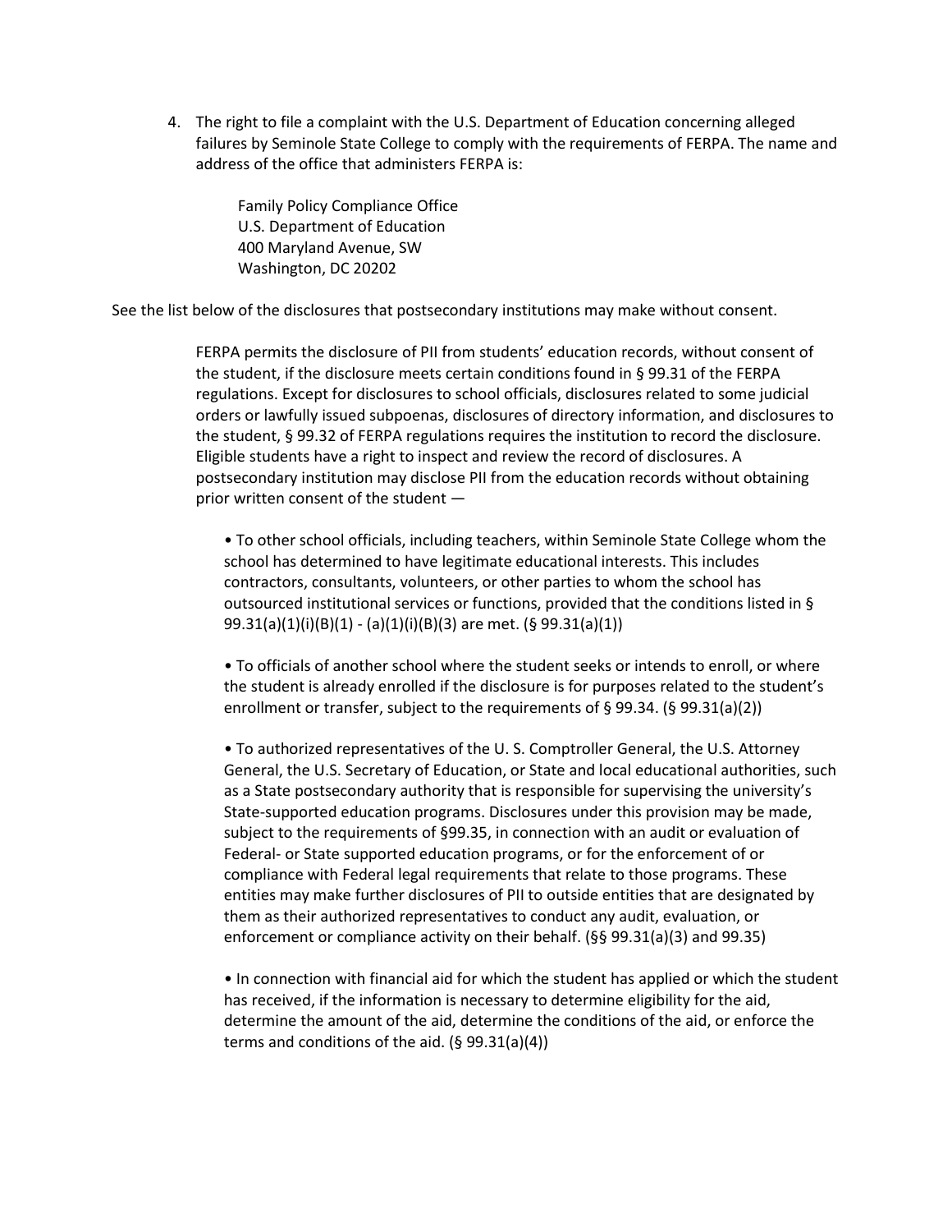4. The right to file a complaint with the U.S. Department of Education concerning alleged failures by Seminole State College to comply with the requirements of FERPA. The name and address of the office that administers FERPA is:

   Family Policy Compliance Office
   U.S. Department of Education
   400 Maryland Avenue, SW
   Washington, DC 20202

See the list below of the disclosures that postsecondary institutions may make without consent.

> FERPA permits the disclosure of PII from students' education records, without consent of the student, if the disclosure meets certain conditions found in § 99.31 of the FERPA regulations. Except for disclosures to school officials, disclosures related to some judicial orders or lawfully issued subpoenas, disclosures of directory information, and disclosures to the student, § 99.32 of FERPA regulations requires the institution to record the disclosure. Eligible students have a right to inspect and review the record of disclosures. A postsecondary institution may disclose PII from the education records without obtaining prior written consent of the student —
>
> - To other school officials, including teachers, within Seminole State College whom the school has determined to have legitimate educational interests. This includes contractors, consultants, volunteers, or other parties to whom the school has outsourced institutional services or functions, provided that the conditions listed in § 99.31(a)(1)(i)(B)(1) - (a)(1)(i)(B)(3) are met. (§ 99.31(a)(1))
>
> - To officials of another school where the student seeks or intends to enroll, or where the student is already enrolled if the disclosure is for purposes related to the student's enrollment or transfer, subject to the requirements of § 99.34. (§ 99.31(a)(2))
>
> - To authorized representatives of the U. S. Comptroller General, the U.S. Attorney General, the U.S. Secretary of Education, or State and local educational authorities, such as a State postsecondary authority that is responsible for supervising the university's State-supported education programs. Disclosures under this provision may be made, subject to the requirements of §99.35, in connection with an audit or evaluation of Federal- or State supported education programs, or for the enforcement of or compliance with Federal legal requirements that relate to those programs. These entities may make further disclosures of PII to outside entities that are designated by them as their authorized representatives to conduct any audit, evaluation, or enforcement or compliance activity on their behalf. (§§ 99.31(a)(3) and 99.35)
>
> - In connection with financial aid for which the student has applied or which the student has received, if the information is necessary to determine eligibility for the aid, determine the amount of the aid, determine the conditions of the aid, or enforce the terms and conditions of the aid. (§ 99.31(a)(4))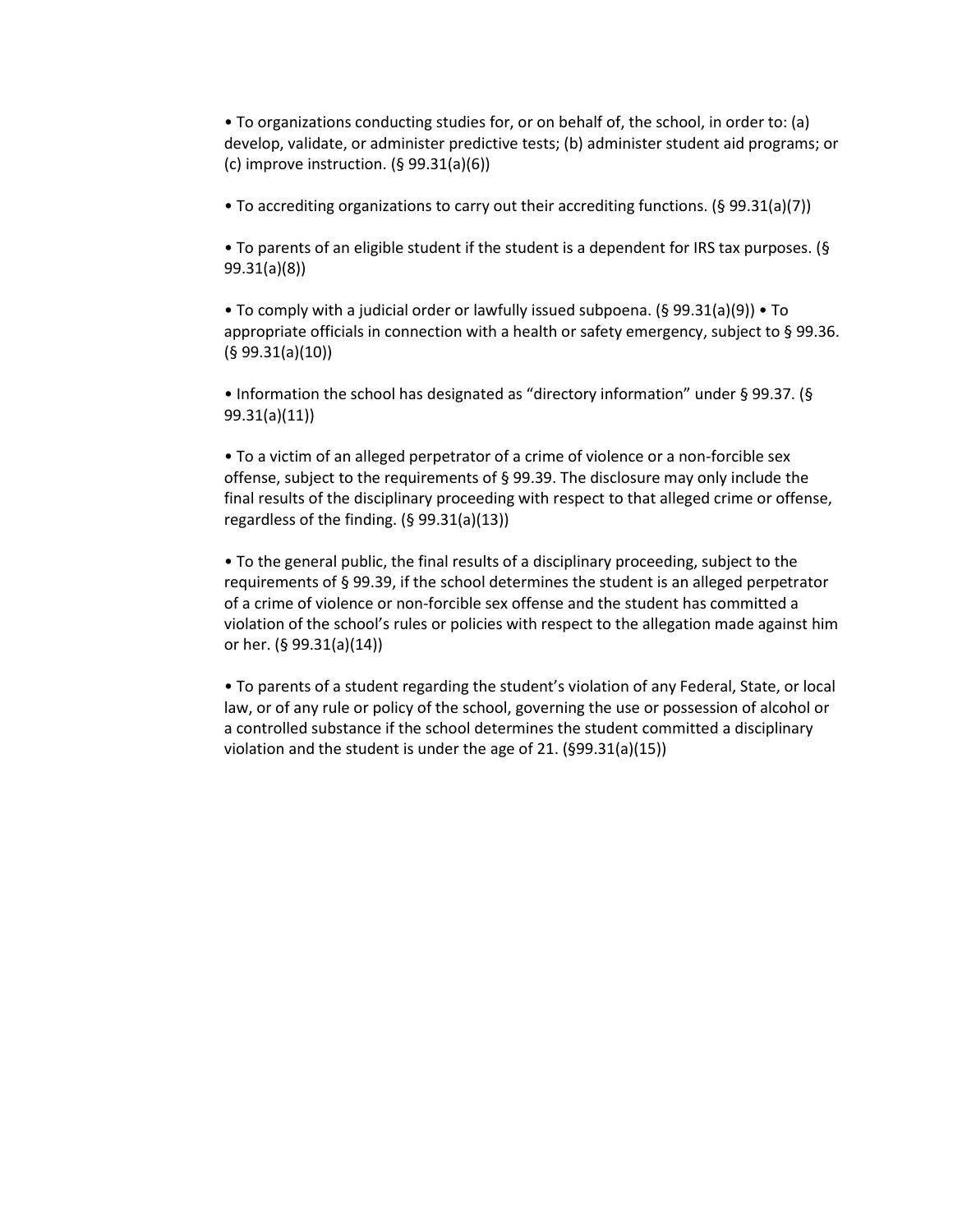- To organizations conducting studies for, or on behalf of, the school, in order to: (a) develop, validate, or administer predictive tests; (b) administer student aid programs; or (c) improve instruction. (§ 99.31(a)(6))

- To accrediting organizations to carry out their accrediting functions. (§ 99.31(a)(7))

- To parents of an eligible student if the student is a dependent for IRS tax purposes. (§ 99.31(a)(8))

- To comply with a judicial order or lawfully issued subpoena. (§ 99.31(a)(9)) • To appropriate officials in connection with a health or safety emergency, subject to § 99.36. (§ 99.31(a)(10))

- Information the school has designated as "directory information" under § 99.37. (§ 99.31(a)(11))

- To a victim of an alleged perpetrator of a crime of violence or a non-forcible sex offense, subject to the requirements of § 99.39. The disclosure may only include the final results of the disciplinary proceeding with respect to that alleged crime or offense, regardless of the finding. (§ 99.31(a)(13))

- To the general public, the final results of a disciplinary proceeding, subject to the requirements of § 99.39, if the school determines the student is an alleged perpetrator of a crime of violence or non-forcible sex offense and the student has committed a violation of the school's rules or policies with respect to the allegation made against him or her. (§ 99.31(a)(14))

- To parents of a student regarding the student's violation of any Federal, State, or local law, or of any rule or policy of the school, governing the use or possession of alcohol or a controlled substance if the school determines the student committed a disciplinary violation and the student is under the age of 21. (§99.31(a)(15))